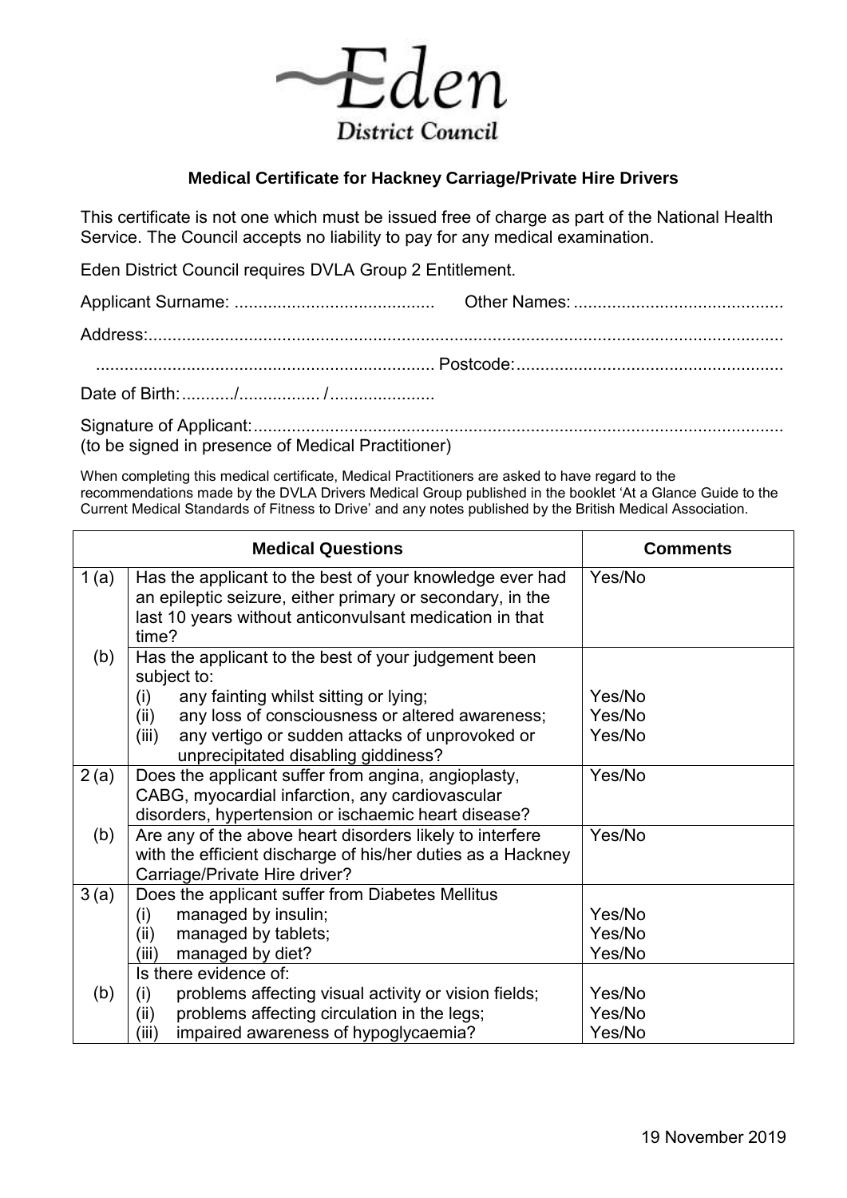Eden District Council

## Medical Certificate for Hackney Carriage/Private Hire Drivers

This certificate is not one which must be issued free of charge as part of the National Health Service. The Council accepts no liability to pay for any medical examination.

Eden District Council requires DVLA Group 2 Entitlement.

Applicant Surname: ........................................... Other Names: ...........................................

Address:....................................................................................................................................

....................................................................... Postcode:........................................................

Date of Birth:.........../................. /......................

Signature of Applicant:.............................................................................................................
(to be signed in presence of Medical Practitioner)

When completing this medical certificate, Medical Practitioners are asked to have regard to the recommendations made by the DVLA Drivers Medical Group published in the booklet 'At a Glance Guide to the Current Medical Standards of Fitness to Drive' and any notes published by the British Medical Association.

| | Medical Questions | Comments |
|---|---|---|
| 1 (a) | Has the applicant to the best of your knowledge ever had an epileptic seizure, either primary or secondary, in the last 10 years without anticonvulsant medication in that time? | Yes/No |
| (b) | Has the applicant to the best of your judgement been subject to:<br>(i) any fainting whilst sitting or lying;<br>(ii) any loss of consciousness or altered awareness;<br>(iii) any vertigo or sudden attacks of unprovoked or unprecipitated disabling giddiness? | <br><br>Yes/No<br>Yes/No<br>Yes/No |
| 2 (a) | Does the applicant suffer from angina, angioplasty, CABG, myocardial infarction, any cardiovascular disorders, hypertension or ischaemic heart disease? | Yes/No |
| (b) | Are any of the above heart disorders likely to interfere with the efficient discharge of his/her duties as a Hackney Carriage/Private Hire driver? | Yes/No |
| 3 (a) | Does the applicant suffer from Diabetes Mellitus<br>(i) managed by insulin;<br>(ii) managed by tablets;<br>(iii) managed by diet? | <br>Yes/No<br>Yes/No<br>Yes/No |
| (b) | Is there evidence of:<br>(i) problems affecting visual activity or vision fields;<br>(ii) problems affecting circulation in the legs;<br>(iii) impaired awareness of hypoglycaemia? | <br>Yes/No<br>Yes/No<br>Yes/No |

19 November 2019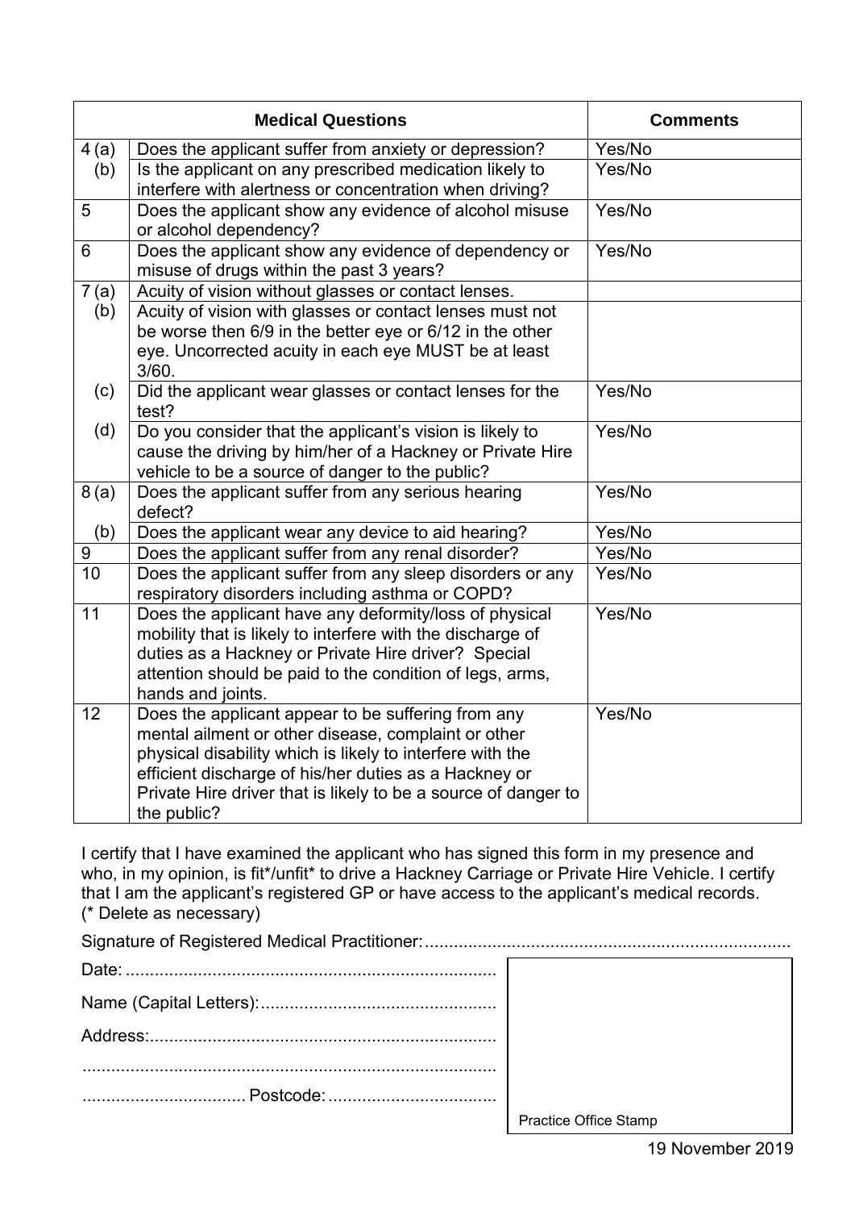| Medical Questions | | Comments |
|---|---|---|
| 4 (a) | Does the applicant suffer from anxiety or depression? | Yes/No |
| (b) | Is the applicant on any prescribed medication likely to interfere with alertness or concentration when driving? | Yes/No |
| 5 | Does the applicant show any evidence of alcohol misuse or alcohol dependency? | Yes/No |
| 6 | Does the applicant show any evidence of dependency or misuse of drugs within the past 3 years? | Yes/No |
| 7 (a) | Acuity of vision without glasses or contact lenses. | |
| (b) | Acuity of vision with glasses or contact lenses must not be worse then 6/9 in the better eye or 6/12 in the other eye. Uncorrected acuity in each eye MUST be at least 3/60. | |
| (c) | Did the applicant wear glasses or contact lenses for the test? | Yes/No |
| (d) | Do you consider that the applicant's vision is likely to cause the driving by him/her of a Hackney or Private Hire vehicle to be a source of danger to the public? | Yes/No |
| 8 (a) | Does the applicant suffer from any serious hearing defect? | Yes/No |
| (b) | Does the applicant wear any device to aid hearing? | Yes/No |
| 9 | Does the applicant suffer from any renal disorder? | Yes/No |
| 10 | Does the applicant suffer from any sleep disorders or any respiratory disorders including asthma or COPD? | Yes/No |
| 11 | Does the applicant have any deformity/loss of physical mobility that is likely to interfere with the discharge of duties as a Hackney or Private Hire driver? Special attention should be paid to the condition of legs, arms, hands and joints. | Yes/No |
| 12 | Does the applicant appear to be suffering from any mental ailment or other disease, complaint or other physical disability which is likely to interfere with the efficient discharge of his/her duties as a Hackney or Private Hire driver that is likely to be a source of danger to the public? | Yes/No |

I certify that I have examined the applicant who has signed this form in my presence and who, in my opinion, is fit*/unfit* to drive a Hackney Carriage or Private Hire Vehicle. I certify that I am the applicant's registered GP or have access to the applicant's medical records.
(* Delete as necessary)

Signature of Registered Medical Practitioner:...........................................................................

Date: ............................................................................

Name (Capital Letters):................................................

Address:.......................................................................

.....................................................................................

................................. Postcode: ..................................

Practice Office Stamp

19 November 2019